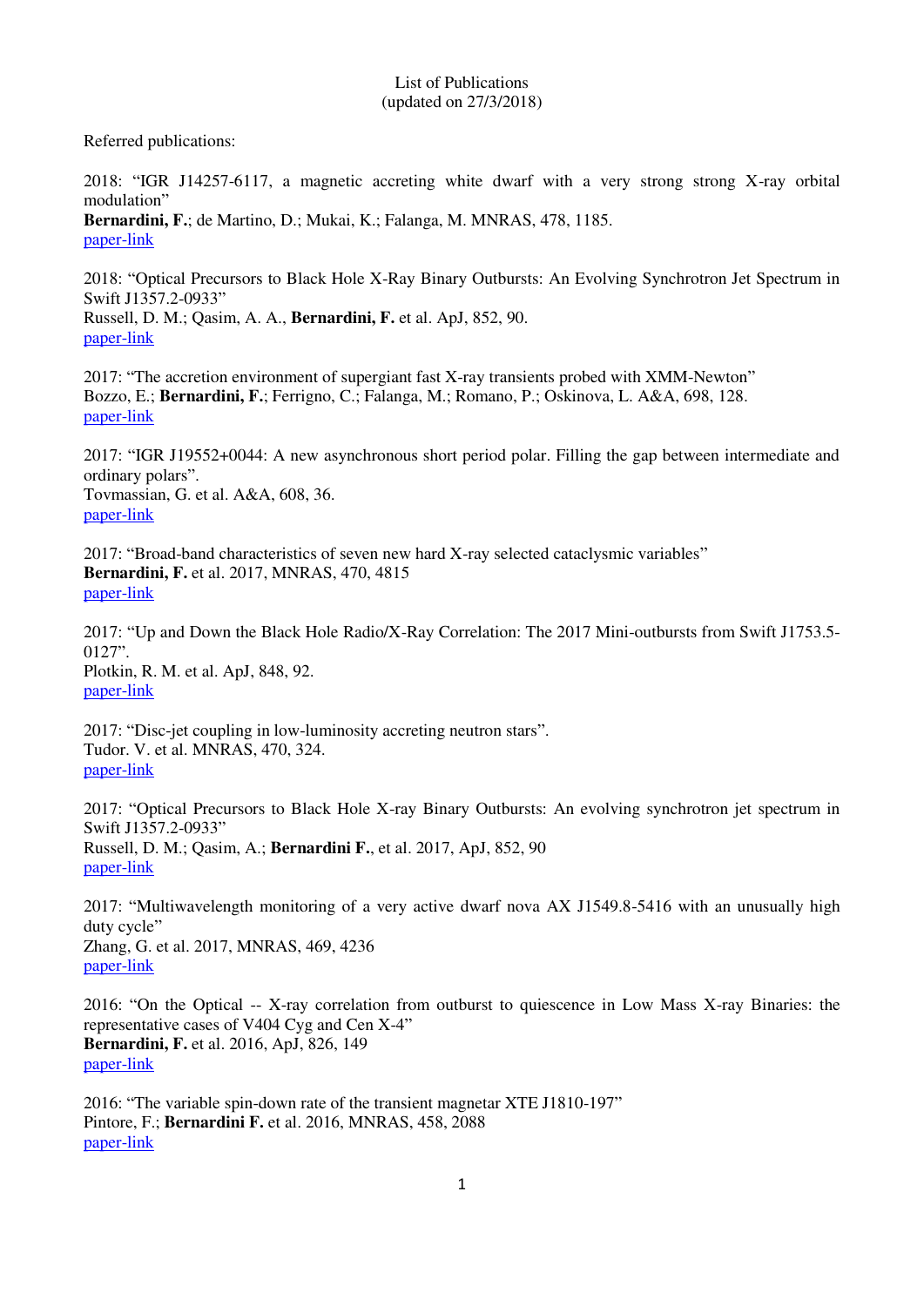List of Publications
(updated on 27/3/2018)

Referred publications:

2018: "IGR J14257-6117, a magnetic accreting white dwarf with a very strong strong X-ray orbital modulation"
**Bernardini, F.**; de Martino, D.; Mukai, K.; Falanga, M. MNRAS, 478, 1185.
paper-link

2018: "Optical Precursors to Black Hole X-Ray Binary Outbursts: An Evolving Synchrotron Jet Spectrum in Swift J1357.2-0933"
Russell, D. M.; Qasim, A. A., **Bernardini, F.** et al. ApJ, 852, 90.
paper-link

2017: "The accretion environment of supergiant fast X-ray transients probed with XMM-Newton"
Bozzo, E.; **Bernardini, F.**; Ferrigno, C.; Falanga, M.; Romano, P.; Oskinova, L. A&A, 698, 128.
paper-link

2017: "IGR J19552+0044: A new asynchronous short period polar. Filling the gap between intermediate and ordinary polars".
Tovmassian, G. et al. A&A, 608, 36.
paper-link

2017: "Broad-band characteristics of seven new hard X-ray selected cataclysmic variables"
**Bernardini, F.** et al. 2017, MNRAS, 470, 4815
paper-link

2017: "Up and Down the Black Hole Radio/X-Ray Correlation: The 2017 Mini-outbursts from Swift J1753.5-0127".
Plotkin, R. M. et al. ApJ, 848, 92.
paper-link

2017: "Disc-jet coupling in low-luminosity accreting neutron stars".
Tudor. V. et al. MNRAS, 470, 324.
paper-link

2017: "Optical Precursors to Black Hole X-ray Binary Outbursts: An evolving synchrotron jet spectrum in Swift J1357.2-0933"
Russell, D. M.; Qasim, A.; **Bernardini F.**, et al. 2017, ApJ, 852, 90
paper-link

2017: "Multiwavelength monitoring of a very active dwarf nova AX J1549.8-5416 with an unusually high duty cycle"
Zhang, G. et al. 2017, MNRAS, 469, 4236
paper-link

2016: "On the Optical -- X-ray correlation from outburst to quiescence in Low Mass X-ray Binaries: the representative cases of V404 Cyg and Cen X-4"
**Bernardini, F.** et al. 2016, ApJ, 826, 149
paper-link

2016: "The variable spin-down rate of the transient magnetar XTE J1810-197"
Pintore, F.; **Bernardini F.** et al. 2016, MNRAS, 458, 2088
paper-link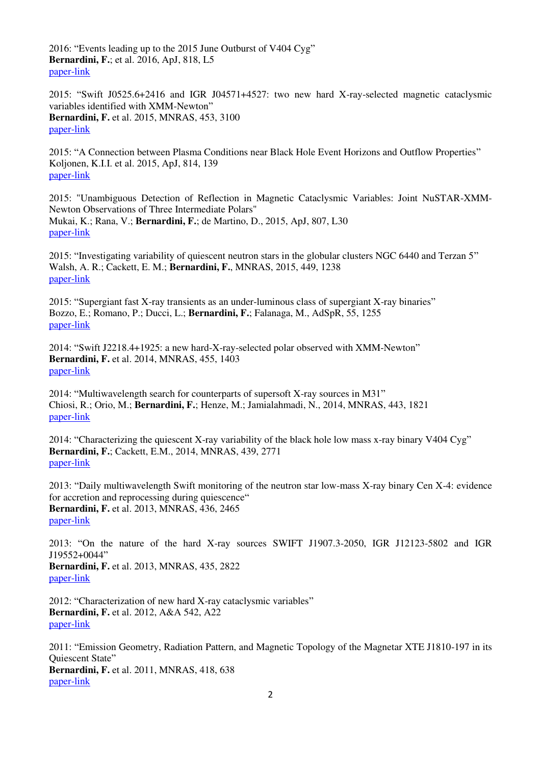2016: “Events leading up to the 2015 June Outburst of V404 Cyg”
**Bernardini, F.**; et al. 2016, ApJ, 818, L5
paper-link

2015: “Swift J0525.6+2416 and IGR J04571+4527: two new hard X-ray-selected magnetic cataclysmic variables identified with XMM-Newton”
**Bernardini, F.** et al. 2015, MNRAS, 453, 3100
paper-link

2015: “A Connection between Plasma Conditions near Black Hole Event Horizons and Outflow Properties”
Koljonen, K.I.I. et al. 2015, ApJ, 814, 139
paper-link

2015: "Unambiguous Detection of Reflection in Magnetic Cataclysmic Variables: Joint NuSTAR-XMM-Newton Observations of Three Intermediate Polars"
Mukai, K.; Rana, V.; **Bernardini, F.**; de Martino, D., 2015, ApJ, 807, L30
paper-link

2015: “Investigating variability of quiescent neutron stars in the globular clusters NGC 6440 and Terzan 5”
Walsh, A. R.; Cackett, E. M.; **Bernardini, F.**, MNRAS, 2015, 449, 1238
paper-link

2015: “Supergiant fast X-ray transients as an under-luminous class of supergiant X-ray binaries”
Bozzo, E.; Romano, P.; Ducci, L.; **Bernardini, F.**; Falanaga, M., AdSpR, 55, 1255
paper-link

2014: “Swift J2218.4+1925: a new hard-X-ray-selected polar observed with XMM-Newton”
**Bernardini, F.** et al. 2014, MNRAS, 455, 1403
paper-link

2014: “Multiwavelength search for counterparts of supersoft X-ray sources in M31”
Chiosi, R.; Orio, M.; **Bernardini, F.**; Henze, M.; Jamialahmadi, N., 2014, MNRAS, 443, 1821
paper-link

2014: “Characterizing the quiescent X-ray variability of the black hole low mass x-ray binary V404 Cyg”
**Bernardini, F.**; Cackett, E.M., 2014, MNRAS, 439, 2771
paper-link

2013: “Daily multiwavelength Swift monitoring of the neutron star low-mass X-ray binary Cen X-4: evidence for accretion and reprocessing during quiescence“
**Bernardini, F.** et al. 2013, MNRAS, 436, 2465
paper-link

2013: “On the nature of the hard X-ray sources SWIFT J1907.3-2050, IGR J12123-5802 and IGR J19552+0044”
**Bernardini, F.** et al. 2013, MNRAS, 435, 2822
paper-link

2012: “Characterization of new hard X-ray cataclysmic variables”
**Bernardini, F.** et al. 2012, A&A 542, A22
paper-link

2011: “Emission Geometry, Radiation Pattern, and Magnetic Topology of the Magnetar XTE J1810-197 in its Quiescent State”
**Bernardini, F.** et al. 2011, MNRAS, 418, 638
paper-link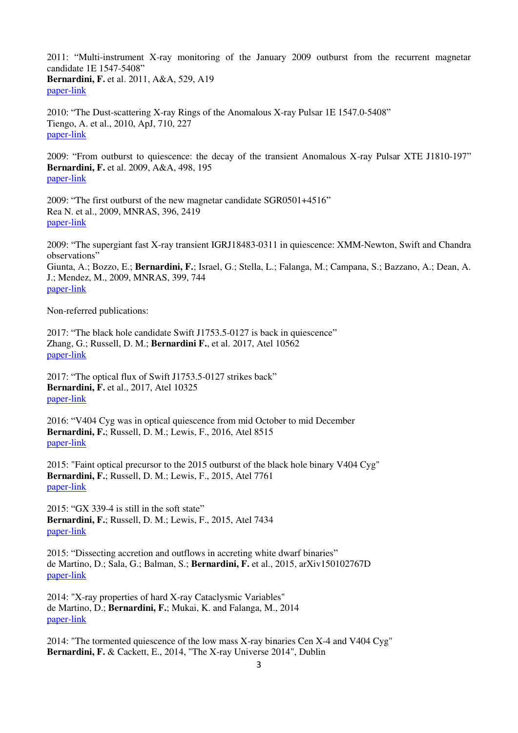2011: "Multi-instrument X-ray monitoring of the January 2009 outburst from the recurrent magnetar candidate 1E 1547-5408"
**Bernardini, F.** et al. 2011, A&A, 529, A19
paper-link

2010: "The Dust-scattering X-ray Rings of the Anomalous X-ray Pulsar 1E 1547.0-5408"
Tiengo, A. et al., 2010, ApJ, 710, 227
paper-link

2009: "From outburst to quiescence: the decay of the transient Anomalous X-ray Pulsar XTE J1810-197"
**Bernardini, F.** et al. 2009, A&A, 498, 195
paper-link

2009: "The first outburst of the new magnetar candidate SGR0501+4516"
Rea N. et al., 2009, MNRAS, 396, 2419
paper-link

2009: "The supergiant fast X-ray transient IGRJ18483-0311 in quiescence: XMM-Newton, Swift and Chandra observations"
Giunta, A.; Bozzo, E.; **Bernardini, F.**; Israel, G.; Stella, L.; Falanga, M.; Campana, S.; Bazzano, A.; Dean, A. J.; Mendez, M., 2009, MNRAS, 399, 744
paper-link

Non-referred publications:

2017: "The black hole candidate Swift J1753.5-0127 is back in quiescence"
Zhang, G.; Russell, D. M.; **Bernardini F.**, et al. 2017, Atel 10562
paper-link

2017: "The optical flux of Swift J1753.5-0127 strikes back"
**Bernardini, F.** et al., 2017, Atel 10325
paper-link

2016: "V404 Cyg was in optical quiescence from mid October to mid December
**Bernardini, F.**; Russell, D. M.; Lewis, F., 2016, Atel 8515
paper-link

2015: "Faint optical precursor to the 2015 outburst of the black hole binary V404 Cyg"
**Bernardini, F.**; Russell, D. M.; Lewis, F., 2015, Atel 7761
paper-link

2015: "GX 339-4 is still in the soft state"
**Bernardini, F.**; Russell, D. M.; Lewis, F., 2015, Atel 7434
paper-link

2015: "Dissecting accretion and outflows in accreting white dwarf binaries"
de Martino, D.; Sala, G.; Balman, S.; **Bernardini, F.** et al., 2015, arXiv150102767D
paper-link

2014: "X-ray properties of hard X-ray Cataclysmic Variables"
de Martino, D.; **Bernardini, F.**; Mukai, K. and Falanga, M., 2014
paper-link

2014: "The tormented quiescence of the low mass X-ray binaries Cen X-4 and V404 Cyg"
**Bernardini, F.** & Cackett, E., 2014, "The X-ray Universe 2014", Dublin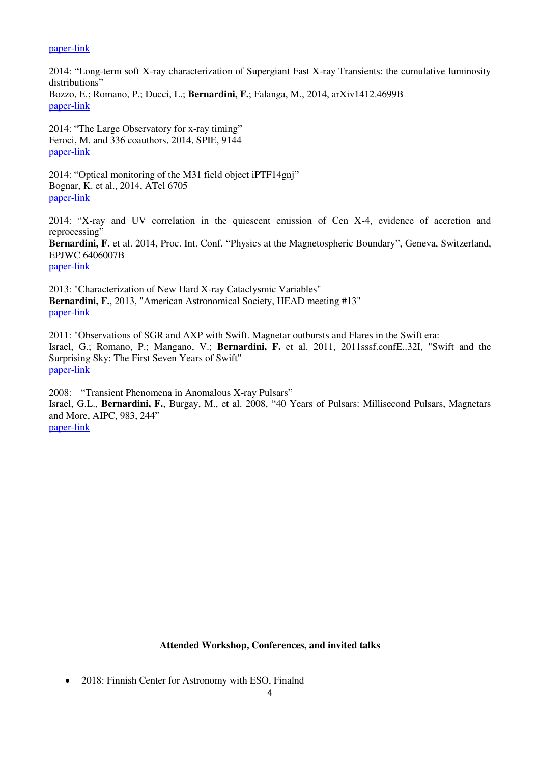paper-link

2014: "Long-term soft X-ray characterization of Supergiant Fast X-ray Transients: the cumulative luminosity distributions"
Bozzo, E.; Romano, P.; Ducci, L.; **Bernardini, F.**; Falanga, M., 2014, arXiv1412.4699B
paper-link

2014: "The Large Observatory for x-ray timing"
Feroci, M. and 336 coauthors, 2014, SPIE, 9144
paper-link

2014: "Optical monitoring of the M31 field object iPTF14gnj"
Bognar, K. et al., 2014, ATel 6705
paper-link

2014: "X-ray and UV correlation in the quiescent emission of Cen X-4, evidence of accretion and reprocessing"
**Bernardini, F.** et al. 2014, Proc. Int. Conf. "Physics at the Magnetospheric Boundary", Geneva, Switzerland, EPJWC 6406007B
paper-link

2013: "Characterization of New Hard X-ray Cataclysmic Variables"
**Bernardini, F.**, 2013, "American Astronomical Society, HEAD meeting #13"
paper-link

2011: "Observations of SGR and AXP with Swift. Magnetar outbursts and Flares in the Swift era:
Israel, G.; Romano, P.; Mangano, V.; **Bernardini, F.** et al. 2011, 2011sssf.confE..32I, "Swift and the Surprising Sky: The First Seven Years of Swift"
paper-link

2008: "Transient Phenomena in Anomalous X-ray Pulsars"
Israel, G.L., **Bernardini, F.**, Burgay, M., et al. 2008, "40 Years of Pulsars: Millisecond Pulsars, Magnetars and More, AIPC, 983, 244"
paper-link

**Attended Workshop, Conferences, and invited talks**

- 2018: Finnish Center for Astronomy with ESO, Finalnd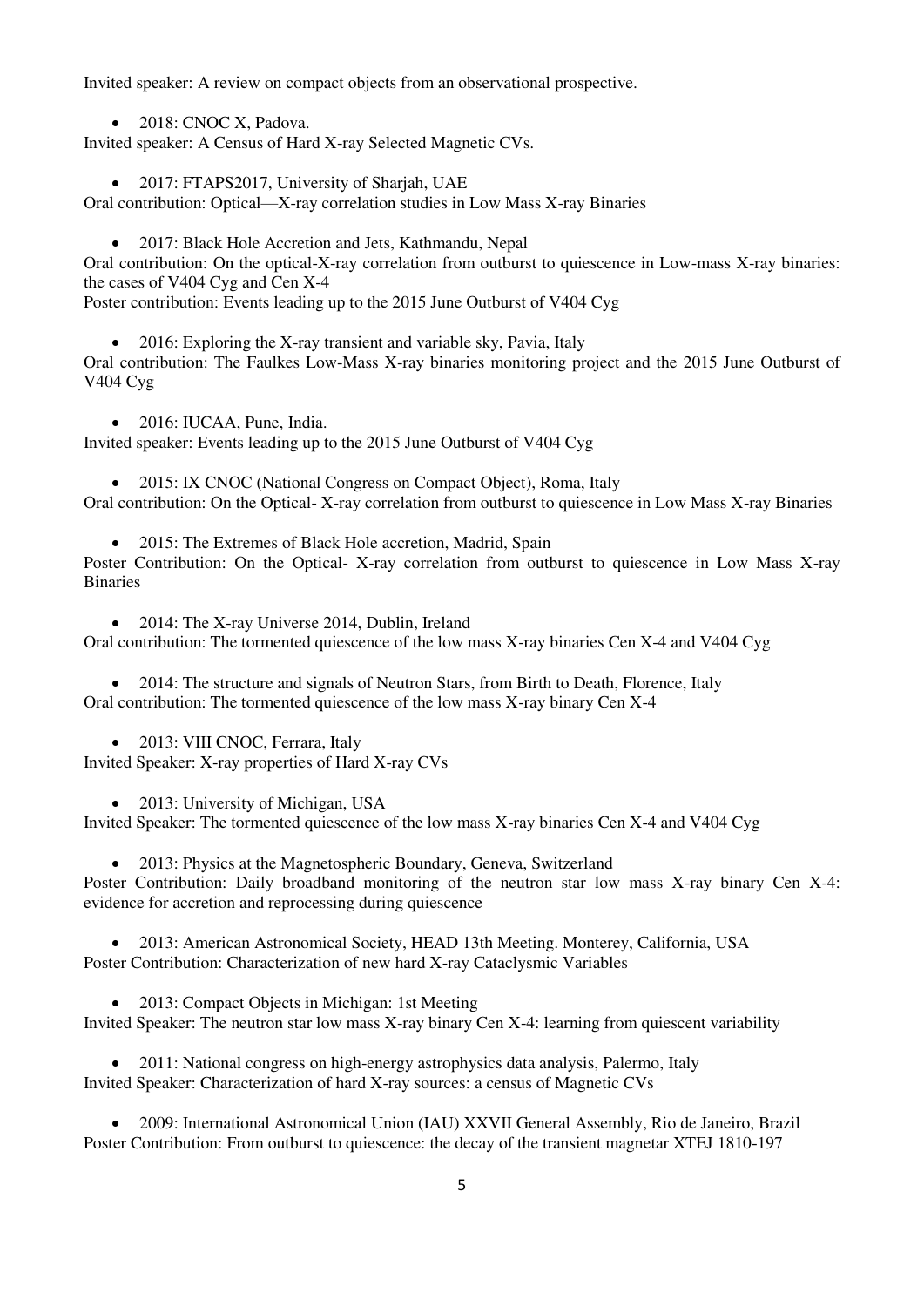Invited speaker: A review on compact objects from an observational prospective.

- 2018: CNOC X, Padova.

Invited speaker: A Census of Hard X-ray Selected Magnetic CVs.

- 2017: FTAPS2017, University of Sharjah, UAE

Oral contribution: Optical—X-ray correlation studies in Low Mass X-ray Binaries

- 2017: Black Hole Accretion and Jets, Kathmandu, Nepal

Oral contribution: On the optical-X-ray correlation from outburst to quiescence in Low-mass X-ray binaries: the cases of V404 Cyg and Cen X-4
Poster contribution: Events leading up to the 2015 June Outburst of V404 Cyg

- 2016: Exploring the X-ray transient and variable sky, Pavia, Italy

Oral contribution: The Faulkes Low-Mass X-ray binaries monitoring project and the 2015 June Outburst of V404 Cyg

- 2016: IUCAA, Pune, India.

Invited speaker: Events leading up to the 2015 June Outburst of V404 Cyg

- 2015: IX CNOC (National Congress on Compact Object), Roma, Italy

Oral contribution: On the Optical- X-ray correlation from outburst to quiescence in Low Mass X-ray Binaries

- 2015: The Extremes of Black Hole accretion, Madrid, Spain

Poster Contribution: On the Optical- X-ray correlation from outburst to quiescence in Low Mass X-ray Binaries

- 2014: The X-ray Universe 2014, Dublin, Ireland

Oral contribution: The tormented quiescence of the low mass X-ray binaries Cen X-4 and V404 Cyg

- 2014: The structure and signals of Neutron Stars, from Birth to Death, Florence, Italy

Oral contribution: The tormented quiescence of the low mass X-ray binary Cen X-4

- 2013: VIII CNOC, Ferrara, Italy

Invited Speaker: X-ray properties of Hard X-ray CVs

- 2013: University of Michigan, USA

Invited Speaker: The tormented quiescence of the low mass X-ray binaries Cen X-4 and V404 Cyg

- 2013: Physics at the Magnetospheric Boundary, Geneva, Switzerland

Poster Contribution: Daily broadband monitoring of the neutron star low mass X-ray binary Cen X-4: evidence for accretion and reprocessing during quiescence

- 2013: American Astronomical Society, HEAD 13th Meeting. Monterey, California, USA

Poster Contribution: Characterization of new hard X-ray Cataclysmic Variables

- 2013: Compact Objects in Michigan: 1st Meeting

Invited Speaker: The neutron star low mass X-ray binary Cen X-4: learning from quiescent variability

- 2011: National congress on high-energy astrophysics data analysis, Palermo, Italy

Invited Speaker: Characterization of hard X-ray sources: a census of Magnetic CVs

- 2009: International Astronomical Union (IAU) XXVII General Assembly, Rio de Janeiro, Brazil

Poster Contribution: From outburst to quiescence: the decay of the transient magnetar XTEJ 1810-197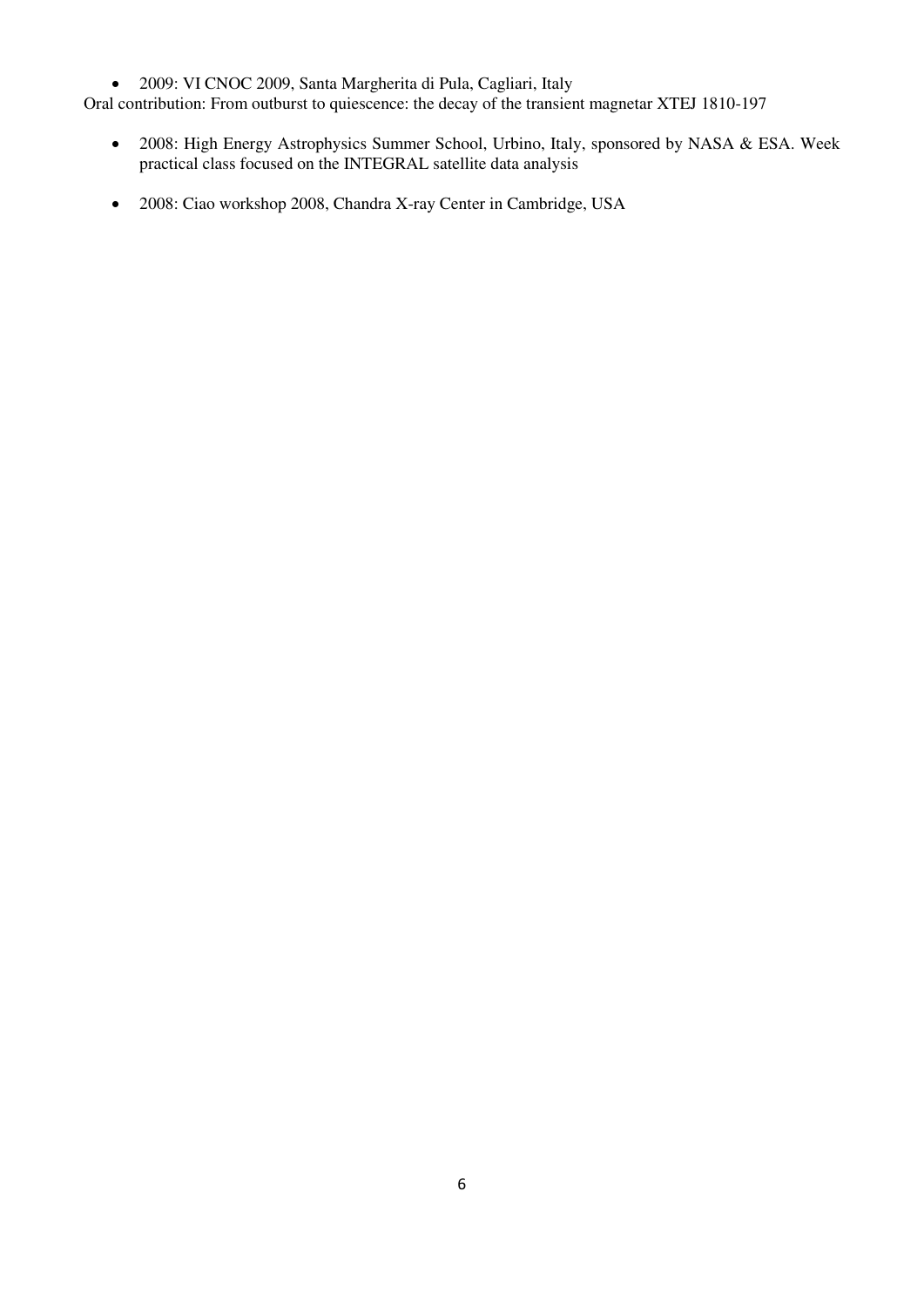- 2009: VI CNOC 2009, Santa Margherita di Pula, Cagliari, Italy

Oral contribution: From outburst to quiescence: the decay of the transient magnetar XTEJ 1810-197

- 2008: High Energy Astrophysics Summer School, Urbino, Italy, sponsored by NASA & ESA. Week practical class focused on the INTEGRAL satellite data analysis
- 2008: Ciao workshop 2008, Chandra X-ray Center in Cambridge, USA